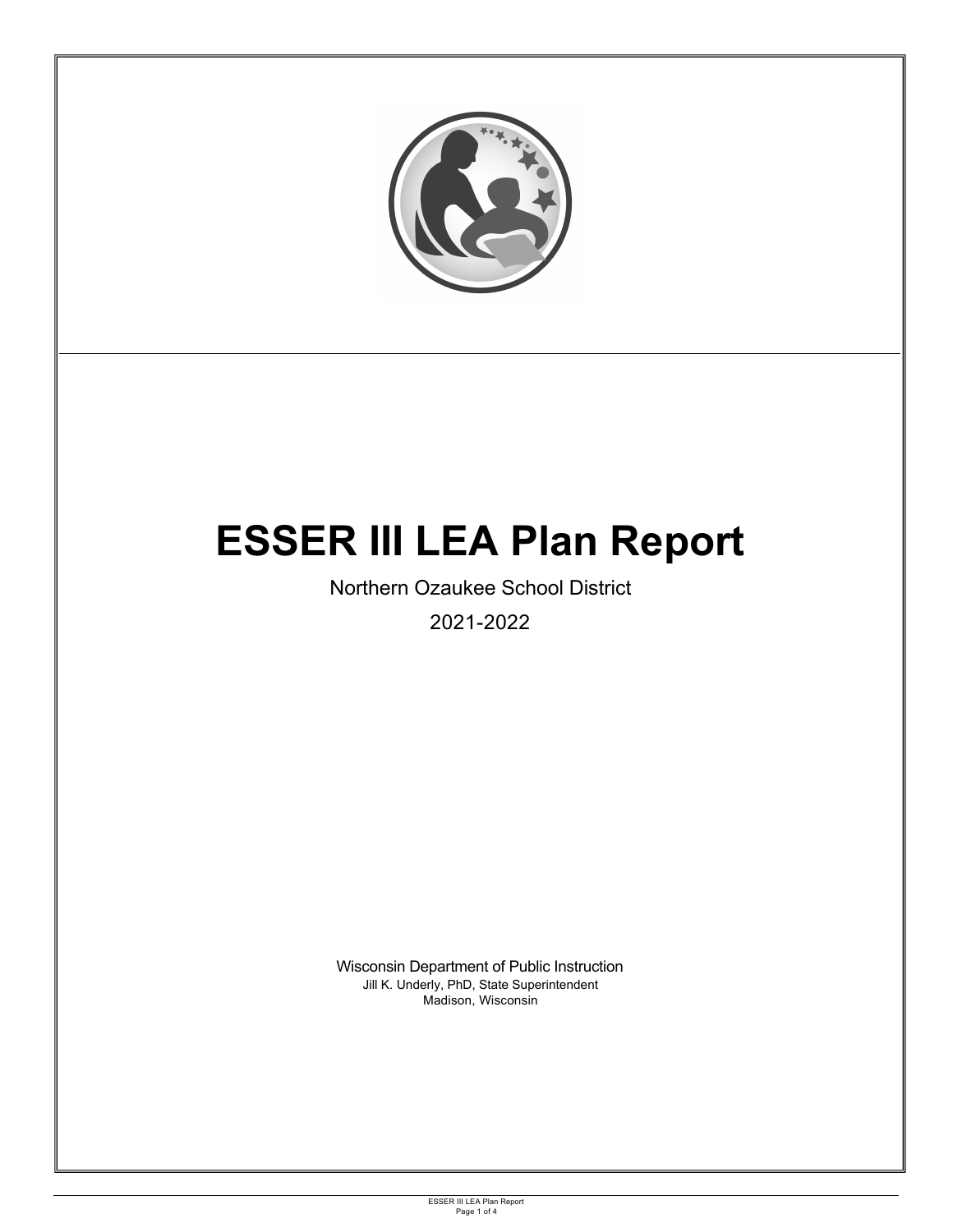# ESSER III LEA Plan Report

Northern Ozaukee School District

2021-2022

Wisconsin Department of Public Instruction
Jill K. Underly, PhD, State Superintendent
Madison, Wisconsin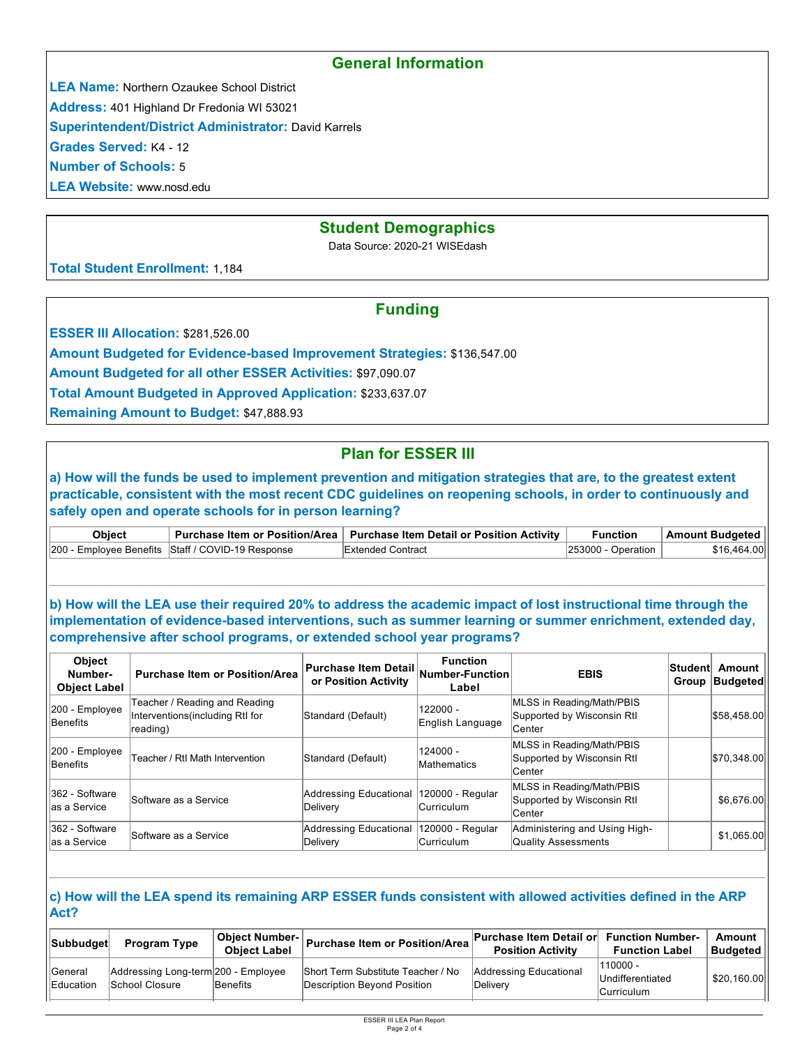## General Information

**LEA Name:** Northern Ozaukee School District

**Address:** 401 Highland Dr Fredonia WI 53021

**Superintendent/District Administrator:** David Karrels

**Grades Served:** K4 - 12

**Number of Schools:** 5

**LEA Website:** www.nosd.edu

## Student Demographics

Data Source: 2020-21 WISEdash

**Total Student Enrollment:** 1,184

## Funding

**ESSER III Allocation:** $281,526.00

**Amount Budgeted for Evidence-based Improvement Strategies:** $136,547.00

**Amount Budgeted for all other ESSER Activities:** $97,090.07

**Total Amount Budgeted in Approved Application:** $233,637.07

**Remaining Amount to Budget:** $47,888.93

## Plan for ESSER III

### a) How will the funds be used to implement prevention and mitigation strategies that are, to the greatest extent practicable, consistent with the most recent CDC guidelines on reopening schools, in order to continuously and safely open and operate schools for in person learning?

| Object | Purchase Item or Position/Area | Purchase Item Detail or Position Activity | Function | Amount Budgeted |
|---|---|---|---|---|
| 200 - Employee Benefits | Staff / COVID-19 Response | Extended Contract | 253000 - Operation | $16,464.00 |

### b) How will the LEA use their required 20% to address the academic impact of lost instructional time through the implementation of evidence-based interventions, such as summer learning or summer enrichment, extended day, comprehensive after school programs, or extended school year programs?

| Object Number-Object Label | Purchase Item or Position/Area | Purchase Item Detail or Position Activity | Function Number-Function Label | EBIS | Student Group | Amount Budgeted |
|---|---|---|---|---|---|---|
| 200 - Employee Benefits | Teacher / Reading and Reading Interventions(including RtI for reading) | Standard (Default) | 122000 - English Language | MLSS in Reading/Math/PBIS Supported by Wisconsin RtI Center | | $58,458.00 |
| 200 - Employee Benefits | Teacher / RtI Math Intervention | Standard (Default) | 124000 - Mathematics | MLSS in Reading/Math/PBIS Supported by Wisconsin RtI Center | | $70,348.00 |
| 362 - Software as a Service | Software as a Service | Addressing Educational Delivery | 120000 - Regular Curriculum | MLSS in Reading/Math/PBIS Supported by Wisconsin RtI Center | | $6,676.00 |
| 362 - Software as a Service | Software as a Service | Addressing Educational Delivery | 120000 - Regular Curriculum | Administering and Using High-Quality Assessments | | $1,065.00 |

### c) How will the LEA spend its remaining ARP ESSER funds consistent with allowed activities defined in the ARP Act?

| Subbudget | Program Type | Object Number-Object Label | Purchase Item or Position/Area | Purchase Item Detail or Position Activity | Function Number-Function Label | Amount Budgeted |
|---|---|---|---|---|---|---|
| General Education | Addressing Long-term School Closure | 200 - Employee Benefits | Short Term Substitute Teacher / No Description Beyond Position | Addressing Educational Delivery | 110000 - Undifferentiated Curriculum | $20,160.00 |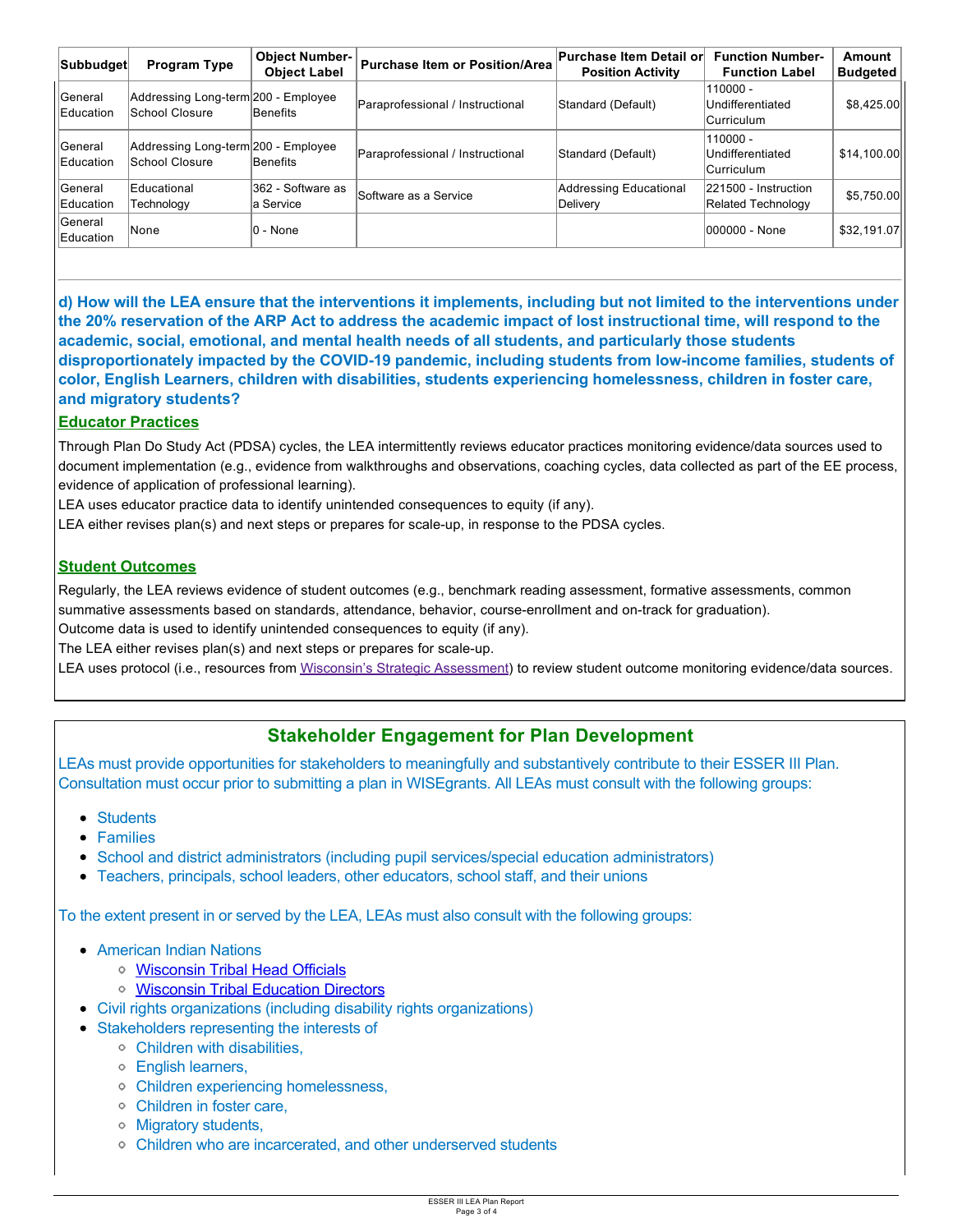| Subbudget | Program Type | Object Number-Object Label | Purchase Item or Position/Area | Purchase Item Detail or Position Activity | Function Number-Function Label | Amount Budgeted |
|---|---|---|---|---|---|---|
| General Education | Addressing Long-term School Closure | 200 - Employee Benefits | Paraprofessional / Instructional | Standard (Default) | 110000 - Undifferentiated Curriculum | $8,425.00 |
| General Education | Addressing Long-term School Closure | 200 - Employee Benefits | Paraprofessional / Instructional | Standard (Default) | 110000 - Undifferentiated Curriculum | $14,100.00 |
| General Education | Educational Technology | 362 - Software as a Service | Software as a Service | Addressing Educational Delivery | 221500 - Instruction Related Technology | $5,750.00 |
| General Education | None | 0 - None | | | 000000 - None | $32,191.07 |

**d) How will the LEA ensure that the interventions it implements, including but not limited to the interventions under the 20% reservation of the ARP Act to address the academic impact of lost instructional time, will respond to the academic, social, emotional, and mental health needs of all students, and particularly those students disproportionately impacted by the COVID-19 pandemic, including students from low-income families, students of color, English Learners, children with disabilities, students experiencing homelessness, children in foster care, and migratory students?**

**Educator Practices**

Through Plan Do Study Act (PDSA) cycles, the LEA intermittently reviews educator practices monitoring evidence/data sources used to document implementation (e.g., evidence from walkthroughs and observations, coaching cycles, data collected as part of the EE process, evidence of application of professional learning).

LEA uses educator practice data to identify unintended consequences to equity (if any).

LEA either revises plan(s) and next steps or prepares for scale-up, in response to the PDSA cycles.

**Student Outcomes**

Regularly, the LEA reviews evidence of student outcomes (e.g., benchmark reading assessment, formative assessments, common summative assessments based on standards, attendance, behavior, course-enrollment and on-track for graduation).

Outcome data is used to identify unintended consequences to equity (if any).

The LEA either revises plan(s) and next steps or prepares for scale-up.

LEA uses protocol (i.e., resources from Wisconsin's Strategic Assessment) to review student outcome monitoring evidence/data sources.

## Stakeholder Engagement for Plan Development

LEAs must provide opportunities for stakeholders to meaningfully and substantively contribute to their ESSER III Plan. Consultation must occur prior to submitting a plan in WISEgrants. All LEAs must consult with the following groups:

- Students
- Families
- School and district administrators (including pupil services/special education administrators)
- Teachers, principals, school leaders, other educators, school staff, and their unions

To the extent present in or served by the LEA, LEAs must also consult with the following groups:

- American Indian Nations
  - Wisconsin Tribal Head Officials
  - Wisconsin Tribal Education Directors
- Civil rights organizations (including disability rights organizations)
- Stakeholders representing the interests of
  - Children with disabilities,
  - English learners,
  - Children experiencing homelessness,
  - Children in foster care,
  - Migratory students,
  - Children who are incarcerated, and other underserved students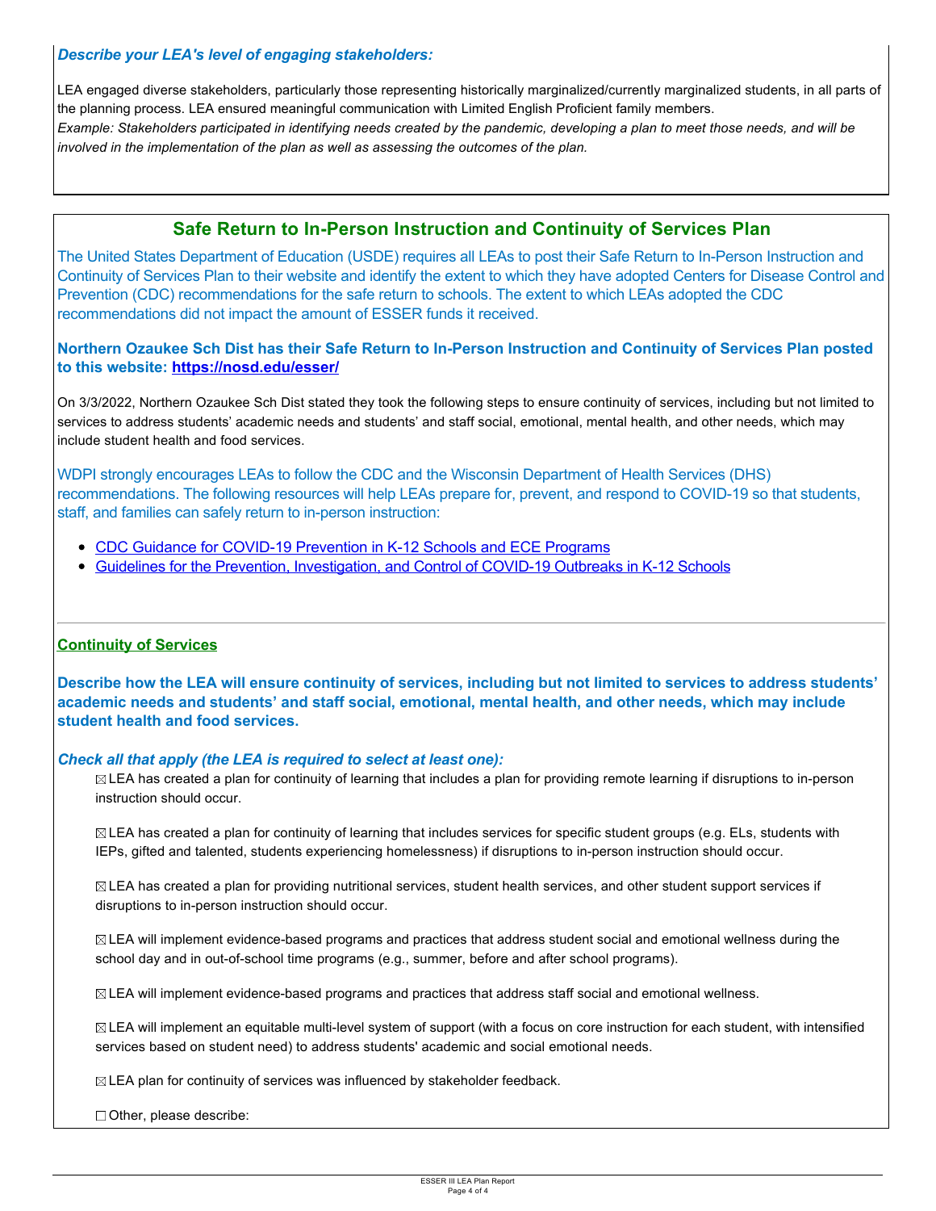*Describe your LEA's level of engaging stakeholders:*

LEA engaged diverse stakeholders, particularly those representing historically marginalized/currently marginalized students, in all parts of the planning process. LEA ensured meaningful communication with Limited English Proficient family members.
*Example: Stakeholders participated in identifying needs created by the pandemic, developing a plan to meet those needs, and will be involved in the implementation of the plan as well as assessing the outcomes of the plan.*

## Safe Return to In-Person Instruction and Continuity of Services Plan

The United States Department of Education (USDE) requires all LEAs to post their Safe Return to In-Person Instruction and Continuity of Services Plan to their website and identify the extent to which they have adopted Centers for Disease Control and Prevention (CDC) recommendations for the safe return to schools. The extent to which LEAs adopted the CDC recommendations did not impact the amount of ESSER funds it received.

**Northern Ozaukee Sch Dist has their Safe Return to In-Person Instruction and Continuity of Services Plan posted to this website: [https://nosd.edu/esser/](https://nosd.edu/esser/)**

On 3/3/2022, Northern Ozaukee Sch Dist stated they took the following steps to ensure continuity of services, including but not limited to services to address students' academic needs and students' and staff social, emotional, mental health, and other needs, which may include student health and food services.

WDPI strongly encourages LEAs to follow the CDC and the Wisconsin Department of Health Services (DHS) recommendations. The following resources will help LEAs prepare for, prevent, and respond to COVID-19 so that students, staff, and families can safely return to in-person instruction:

- CDC Guidance for COVID-19 Prevention in K-12 Schools and ECE Programs
- Guidelines for the Prevention, Investigation, and Control of COVID-19 Outbreaks in K-12 Schools

---

### Continuity of Services

**Describe how the LEA will ensure continuity of services, including but not limited to services to address students' academic needs and students' and staff social, emotional, mental health, and other needs, which may include student health and food services.**

***Check all that apply (the LEA is required to select at least one):***

☒ LEA has created a plan for continuity of learning that includes a plan for providing remote learning if disruptions to in-person instruction should occur.

☒ LEA has created a plan for continuity of learning that includes services for specific student groups (e.g. ELs, students with IEPs, gifted and talented, students experiencing homelessness) if disruptions to in-person instruction should occur.

☒ LEA has created a plan for providing nutritional services, student health services, and other student support services if disruptions to in-person instruction should occur.

☒ LEA will implement evidence-based programs and practices that address student social and emotional wellness during the school day and in out-of-school time programs (e.g., summer, before and after school programs).

☒ LEA will implement evidence-based programs and practices that address staff social and emotional wellness.

☒ LEA will implement an equitable multi-level system of support (with a focus on core instruction for each student, with intensified services based on student need) to address students' academic and social emotional needs.

☒ LEA plan for continuity of services was influenced by stakeholder feedback.

☐ Other, please describe: